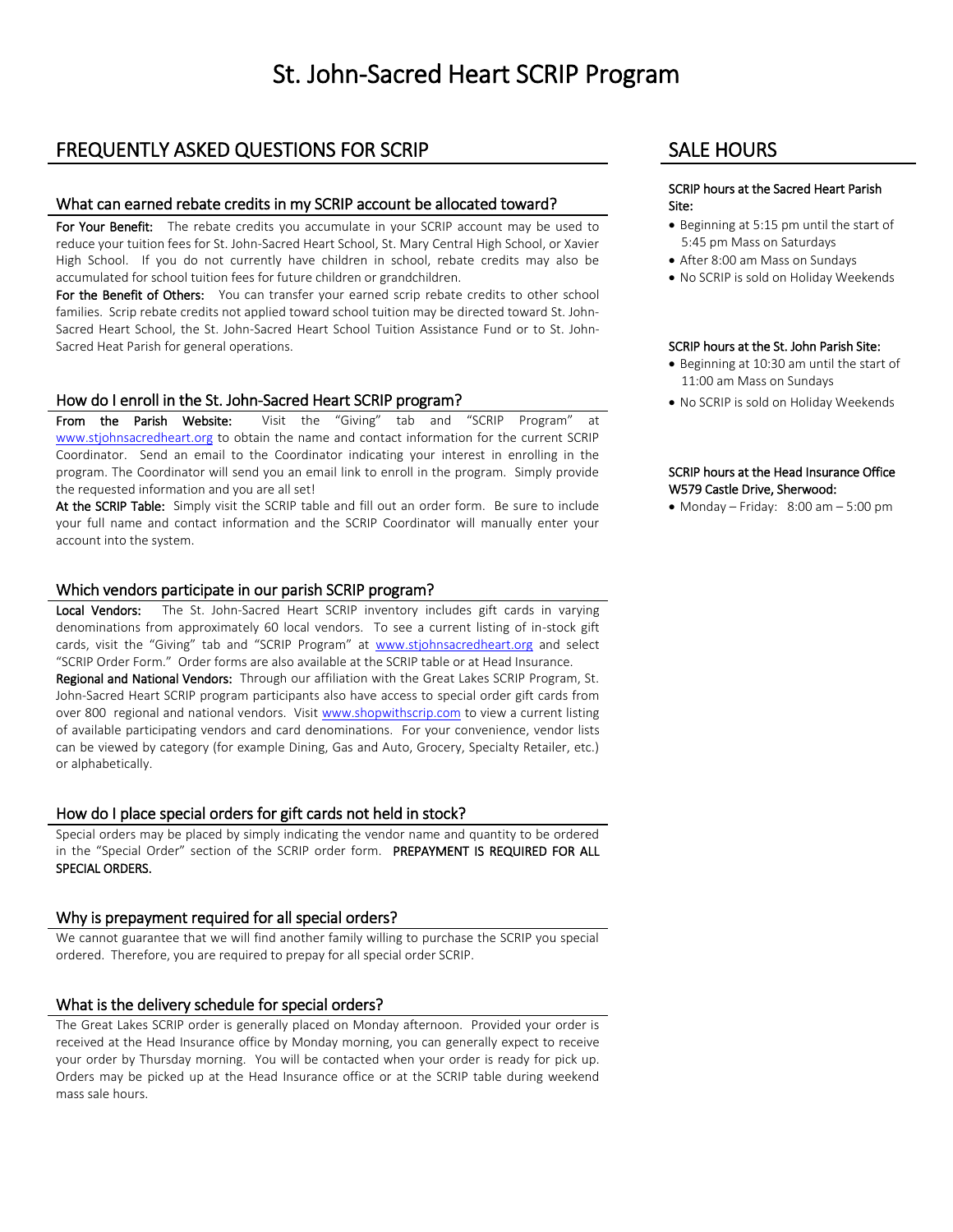# St. John-Sacred Heart SCRIP Program

## FREQUENTLY ASKED QUESTIONS FOR SCRIP

### What can earned rebate credits in my SCRIP account be allocated toward?

**For Your Benefit:** The rebate credits you accumulate in your SCRIP account may be used to reduce your tuition fees for St. John-Sacred Heart School, St. Mary Central High School, or Xavier High School. If you do not currently have children in school, rebate credits may also be accumulated for school tuition fees for future children or grandchildren.

**For the Benefit of Others:** You can transfer your earned scrip rebate credits to other school families. Scrip rebate credits not applied toward school tuition may be directed toward St. John-Sacred Heart School, the St. John-Sacred Heart School Tuition Assistance Fund or to St. John-Sacred Heat Parish for general operations.

### How do I enroll in the St. John-Sacred Heart SCRIP program?

**From the Parish Website:** Visit the "Giving" tab and "SCRIP Program" at www.stjohnsacredheart.org to obtain the name and contact information for the current SCRIP Coordinator. Send an email to the Coordinator indicating your interest in enrolling in the program. The Coordinator will send you an email link to enroll in the program. Simply provide the requested information and you are all set!

**At the SCRIP Table:** Simply visit the SCRIP table and fill out an order form. Be sure to include your full name and contact information and the SCRIP Coordinator will manually enter your account into the system.

### Which vendors participate in our parish SCRIP program?

**Local Vendors:** The St. John-Sacred Heart SCRIP inventory includes gift cards in varying denominations from approximately 60 local vendors. To see a current listing of in-stock gift cards, visit the "Giving" tab and "SCRIP Program" at www.stjohnsacredheart.org and select "SCRIP Order Form." Order forms are also available at the SCRIP table or at Head Insurance.

**Regional and National Vendors:** Through our affiliation with the Great Lakes SCRIP Program, St. John-Sacred Heart SCRIP program participants also have access to special order gift cards from over 800 regional and national vendors. Visit www.shopwithscrip.com to view a current listing of available participating vendors and card denominations. For your convenience, vendor lists can be viewed by category (for example Dining, Gas and Auto, Grocery, Specialty Retailer, etc.) or alphabetically.

### How do I place special orders for gift cards not held in stock?

Special orders may be placed by simply indicating the vendor name and quantity to be ordered in the "Special Order" section of the SCRIP order form. **PREPAYMENT IS REQUIRED FOR ALL SPECIAL ORDERS.**

### Why is prepayment required for all special orders?

We cannot guarantee that we will find another family willing to purchase the SCRIP you special ordered. Therefore, you are required to prepay for all special order SCRIP.

### What is the delivery schedule for special orders?

The Great Lakes SCRIP order is generally placed on Monday afternoon. Provided your order is received at the Head Insurance office by Monday morning, you can generally expect to receive your order by Thursday morning. You will be contacted when your order is ready for pick up. Orders may be picked up at the Head Insurance office or at the SCRIP table during weekend mass sale hours.

## SALE HOURS

**SCRIP hours at the Sacred Heart Parish Site:**

- Beginning at 5:15 pm until the start of 5:45 pm Mass on Saturdays
- After 8:00 am Mass on Sundays
- No SCRIP is sold on Holiday Weekends

**SCRIP hours at the St. John Parish Site:**

- Beginning at 10:30 am until the start of 11:00 am Mass on Sundays
- No SCRIP is sold on Holiday Weekends

**SCRIP hours at the Head Insurance Office W579 Castle Drive, Sherwood:**

- Monday – Friday: 8:00 am – 5:00 pm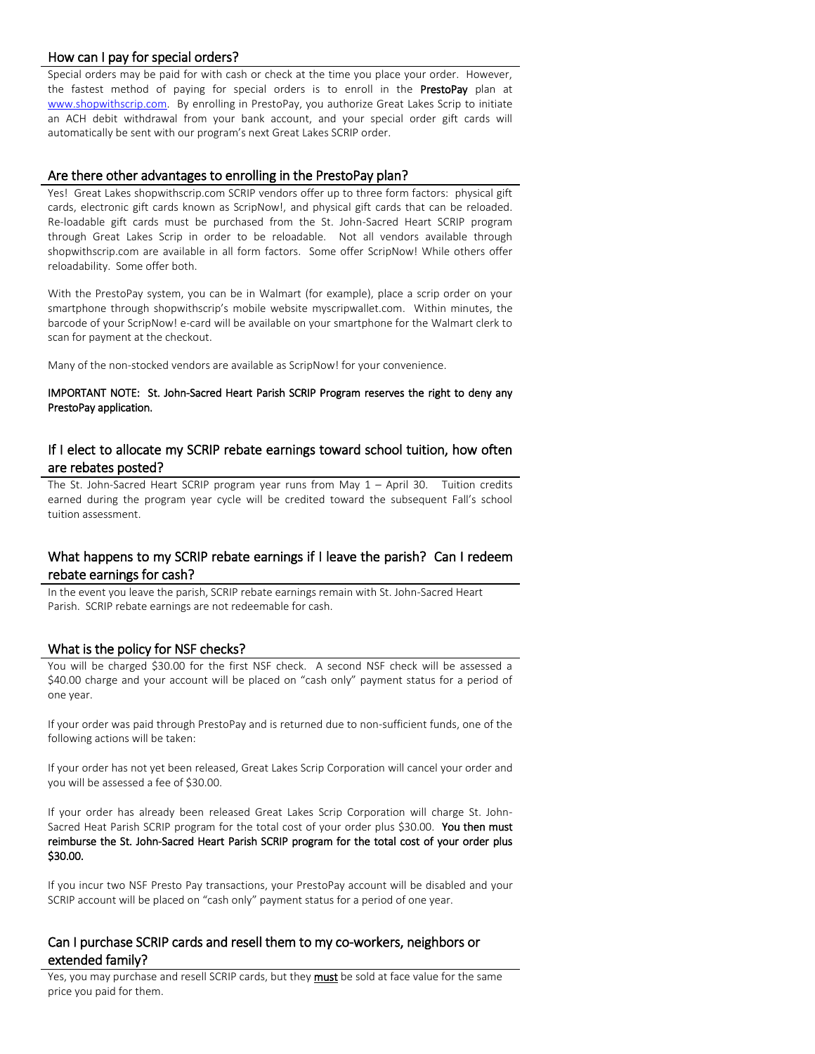## How can I pay for special orders?

Special orders may be paid for with cash or check at the time you place your order. However, the fastest method of paying for special orders is to enroll in the **PrestoPay** plan at www.shopwithscrip.com. By enrolling in PrestoPay, you authorize Great Lakes Scrip to initiate an ACH debit withdrawal from your bank account, and your special order gift cards will automatically be sent with our program's next Great Lakes SCRIP order.

## Are there other advantages to enrolling in the PrestoPay plan?

Yes! Great Lakes shopwithscrip.com SCRIP vendors offer up to three form factors: physical gift cards, electronic gift cards known as ScripNow!, and physical gift cards that can be reloaded. Re-loadable gift cards must be purchased from the St. John-Sacred Heart SCRIP program through Great Lakes Scrip in order to be reloadable. Not all vendors available through shopwithscrip.com are available in all form factors. Some offer ScripNow! While others offer reloadability. Some offer both.

With the PrestoPay system, you can be in Walmart (for example), place a scrip order on your smartphone through shopwithscrip's mobile website myscripwallet.com. Within minutes, the barcode of your ScripNow! e-card will be available on your smartphone for the Walmart clerk to scan for payment at the checkout.

Many of the non-stocked vendors are available as ScripNow! for your convenience.

**IMPORTANT NOTE: St. John-Sacred Heart Parish SCRIP Program reserves the right to deny any PrestoPay application.**

## If I elect to allocate my SCRIP rebate earnings toward school tuition, how often are rebates posted?

The St. John-Sacred Heart SCRIP program year runs from May 1 – April 30. Tuition credits earned during the program year cycle will be credited toward the subsequent Fall's school tuition assessment.

## What happens to my SCRIP rebate earnings if I leave the parish? Can I redeem rebate earnings for cash?

In the event you leave the parish, SCRIP rebate earnings remain with St. John-Sacred Heart Parish. SCRIP rebate earnings are not redeemable for cash.

## What is the policy for NSF checks?

You will be charged $30.00 for the first NSF check. A second NSF check will be assessed a $40.00 charge and your account will be placed on "cash only" payment status for a period of one year.

If your order was paid through PrestoPay and is returned due to non-sufficient funds, one of the following actions will be taken:

If your order has not yet been released, Great Lakes Scrip Corporation will cancel your order and you will be assessed a fee of $30.00.

If your order has already been released Great Lakes Scrip Corporation will charge St. John-Sacred Heat Parish SCRIP program for the total cost of your order plus $30.00. **You then must reimburse the St. John-Sacred Heart Parish SCRIP program for the total cost of your order plus $30.00.**

If you incur two NSF Presto Pay transactions, your PrestoPay account will be disabled and your SCRIP account will be placed on "cash only" payment status for a period of one year.

## Can I purchase SCRIP cards and resell them to my co-workers, neighbors or extended family?

Yes, you may purchase and resell SCRIP cards, but they **must** be sold at face value for the same price you paid for them.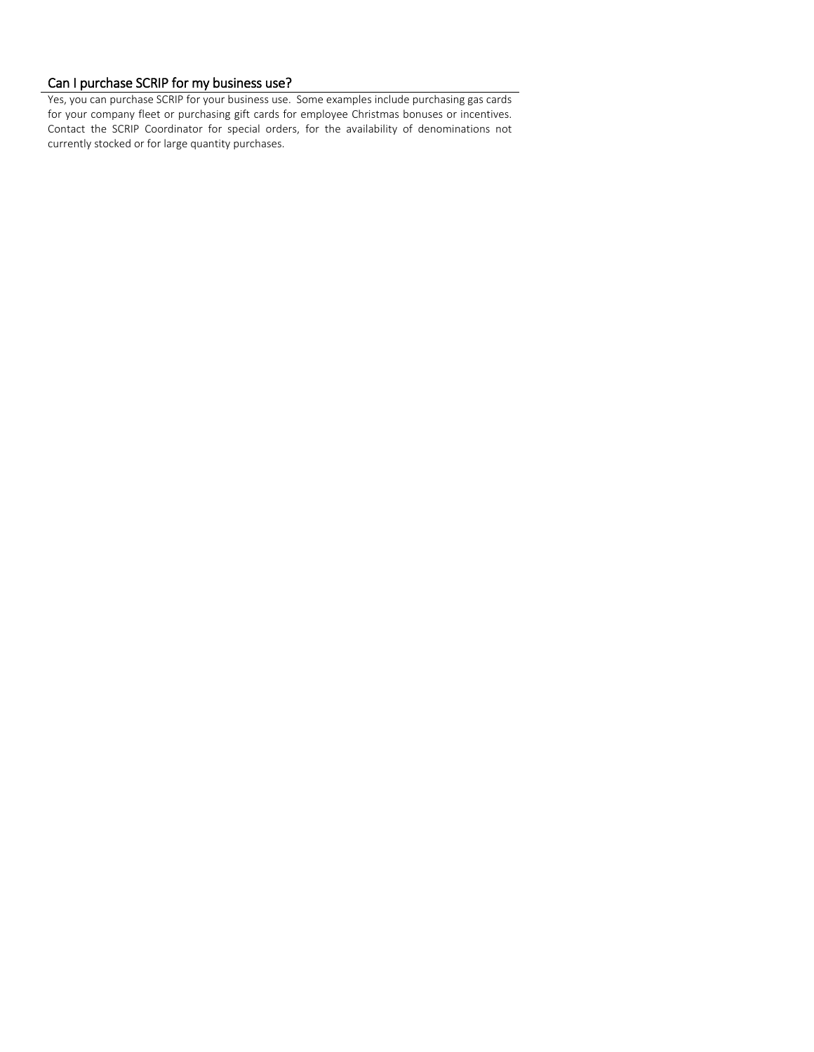## Can I purchase SCRIP for my business use?

Yes, you can purchase SCRIP for your business use. Some examples include purchasing gas cards for your company fleet or purchasing gift cards for employee Christmas bonuses or incentives. Contact the SCRIP Coordinator for special orders, for the availability of denominations not currently stocked or for large quantity purchases.